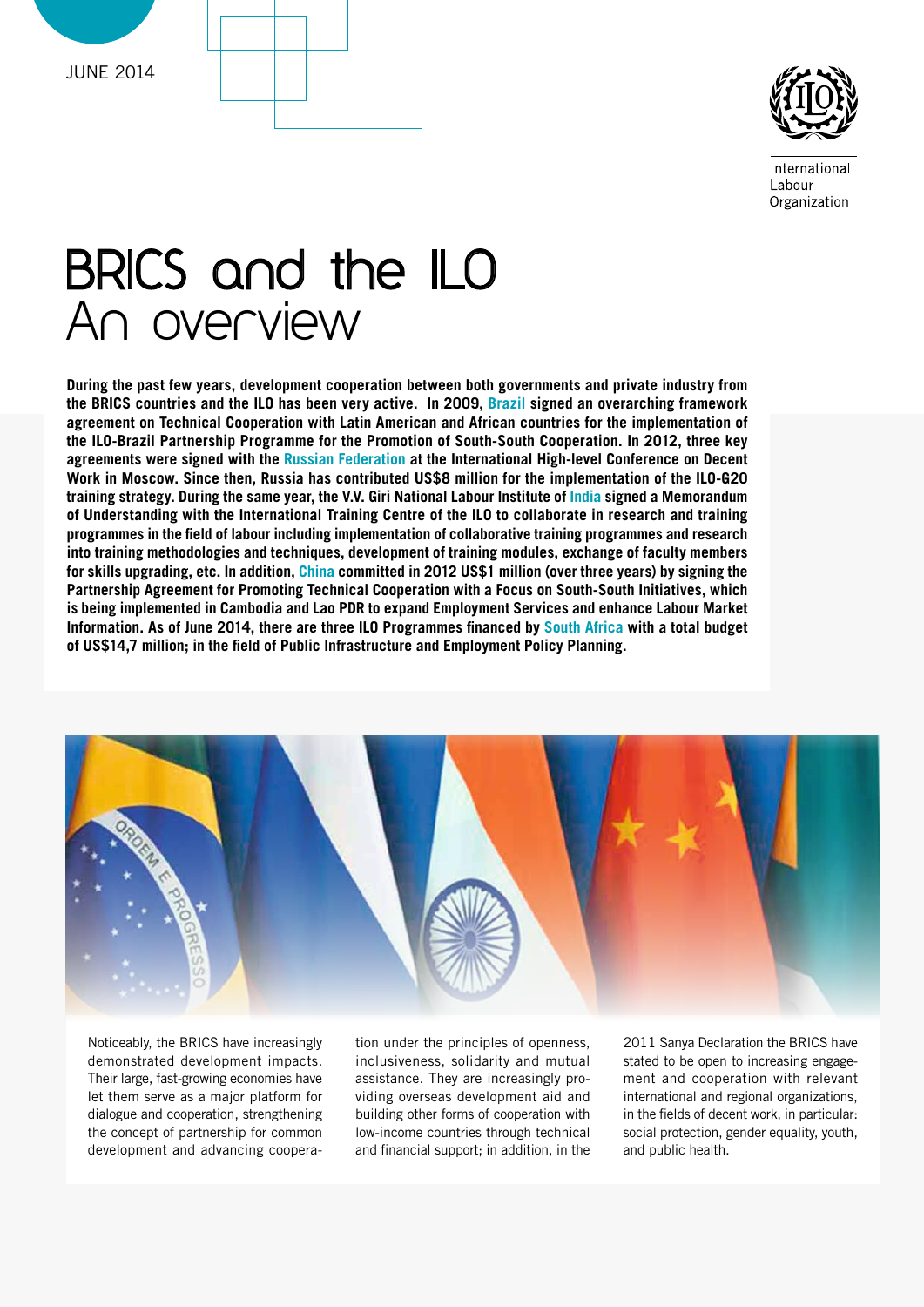JUNE 2014

International Labour Organization

# BRICS and the ILO
## An overview

**During the past few years, development cooperation between both governments and private industry from the BRICS countries and the ILO has been very active. In 2009, Brazil signed an overarching framework agreement on Technical Cooperation with Latin American and African countries for the implementation of the ILO-Brazil Partnership Programme for the Promotion of South-South Cooperation. In 2012, three key agreements were signed with the Russian Federation at the International High-level Conference on Decent Work in Moscow. Since then, Russia has contributed US$8 million for the implementation of the ILO-G20 training strategy. During the same year, the V.V. Giri National Labour Institute of India signed a Memorandum of Understanding with the International Training Centre of the ILO to collaborate in research and training programmes in the field of labour including implementation of collaborative training programmes and research into training methodologies and techniques, development of training modules, exchange of faculty members for skills upgrading, etc. In addition, China committed in 2012 US$1 million (over three years) by signing the Partnership Agreement for Promoting Technical Cooperation with a Focus on South-South Initiatives, which is being implemented in Cambodia and Lao PDR to expand Employment Services and enhance Labour Market Information. As of June 2014, there are three ILO Programmes financed by South Africa with a total budget of US$14,7 million; in the field of Public Infrastructure and Employment Policy Planning.**

Noticeably, the BRICS have increasingly demonstrated development impacts. Their large, fast-growing economies have let them serve as a major platform for dialogue and cooperation, strengthening the concept of partnership for common development and advancing cooperation under the principles of openness, inclusiveness, solidarity and mutual assistance. They are increasingly providing overseas development aid and building other forms of cooperation with low-income countries through technical and financial support; in addition, in the 2011 Sanya Declaration the BRICS have stated to be open to increasing engagement and cooperation with relevant international and regional organizations, in the fields of decent work, in particular: social protection, gender equality, youth, and public health.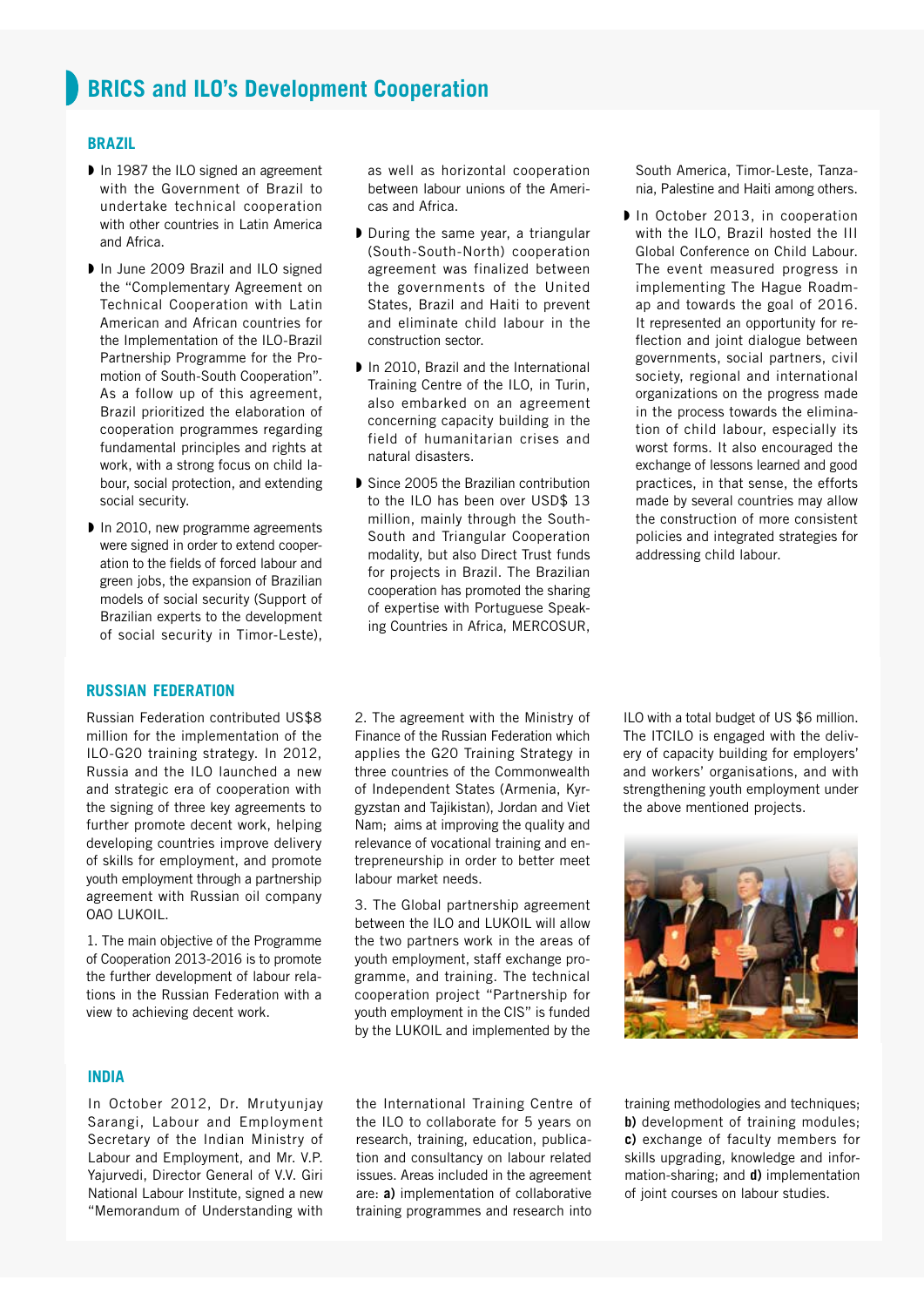# BRICS and ILO's Development Cooperation

## BRAZIL

- In 1987 the ILO signed an agreement with the Government of Brazil to undertake technical cooperation with other countries in Latin America and Africa.
- In June 2009 Brazil and ILO signed the "Complementary Agreement on Technical Cooperation with Latin American and African countries for the Implementation of the ILO-Brazil Partnership Programme for the Promotion of South-South Cooperation". As a follow up of this agreement, Brazil prioritized the elaboration of cooperation programmes regarding fundamental principles and rights at work, with a strong focus on child labour, social protection, and extending social security.
- In 2010, new programme agreements were signed in order to extend cooperation to the fields of forced labour and green jobs, the expansion of Brazilian models of social security (Support of Brazilian experts to the development of social security in Timor-Leste), as well as horizontal cooperation between labour unions of the Americas and Africa.
- During the same year, a triangular (South-South-North) cooperation agreement was finalized between the governments of the United States, Brazil and Haiti to prevent and eliminate child labour in the construction sector.
- In 2010, Brazil and the International Training Centre of the ILO, in Turin, also embarked on an agreement concerning capacity building in the field of humanitarian crises and natural disasters.
- Since 2005 the Brazilian contribution to the ILO has been over USD$ 13 million, mainly through the South-South and Triangular Cooperation modality, but also Direct Trust funds for projects in Brazil. The Brazilian cooperation has promoted the sharing of expertise with Portuguese Speaking Countries in Africa, MERCOSUR, South America, Timor-Leste, Tanzania, Palestine and Haiti among others.
- In October 2013, in cooperation with the ILO, Brazil hosted the III Global Conference on Child Labour. The event measured progress in implementing The Hague Roadmap and towards the goal of 2016. It represented an opportunity for reflection and joint dialogue between governments, social partners, civil society, regional and international organizations on the progress made in the process towards the elimination of child labour, especially its worst forms. It also encouraged the exchange of lessons learned and good practices, in that sense, the efforts made by several countries may allow the construction of more consistent policies and integrated strategies for addressing child labour.

## RUSSIAN FEDERATION

Russian Federation contributed US$8 million for the implementation of the ILO-G20 training strategy. In 2012, Russia and the ILO launched a new and strategic era of cooperation with the signing of three key agreements to further promote decent work, helping developing countries improve delivery of skills for employment, and promote youth employment through a partnership agreement with Russian oil company OAO LUKOIL.

1. The main objective of the Programme of Cooperation 2013-2016 is to promote the further development of labour relations in the Russian Federation with a view to achieving decent work.

2. The agreement with the Ministry of Finance of the Russian Federation which applies the G20 Training Strategy in three countries of the Commonwealth of Independent States (Armenia, Kyrgyzstan and Tajikistan), Jordan and Viet Nam; aims at improving the quality and relevance of vocational training and entrepreneurship in order to better meet labour market needs.

3. The Global partnership agreement between the ILO and LUKOIL will allow the two partners work in the areas of youth employment, staff exchange programme, and training. The technical cooperation project "Partnership for youth employment in the CIS" is funded by the LUKOIL and implemented by the ILO with a total budget of US $6 million. The ITCILO is engaged with the delivery of capacity building for employers' and workers' organisations, and with strengthening youth employment under the above mentioned projects.

## INDIA

In October 2012, Dr. Mrutyunjay Sarangi, Labour and Employment Secretary of the Indian Ministry of Labour and Employment, and Mr. V.P. Yajurvedi, Director General of V.V. Giri National Labour Institute, signed a new "Memorandum of Understanding with the International Training Centre of the ILO to collaborate for 5 years on research, training, education, publication and consultancy on labour related issues. Areas included in the agreement are: **a)** implementation of collaborative training programmes and research into training methodologies and techniques; **b)** development of training modules; **c)** exchange of faculty members for skills upgrading, knowledge and information-sharing; and **d)** implementation of joint courses on labour studies.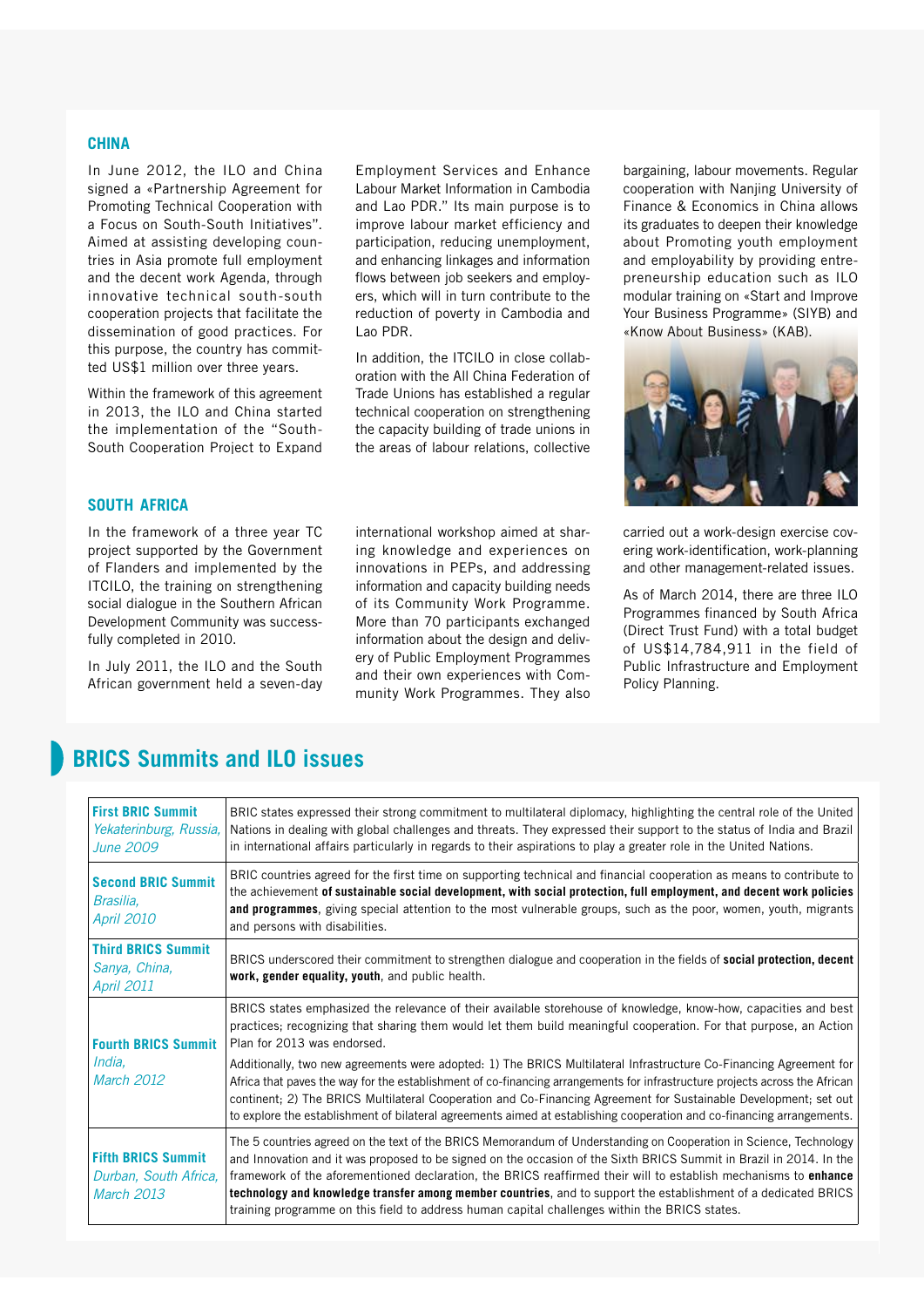## CHINA

In June 2012, the ILO and China signed a «Partnership Agreement for Promoting Technical Cooperation with a Focus on South-South Initiatives". Aimed at assisting developing countries in Asia promote full employment and the decent work Agenda, through innovative technical south-south cooperation projects that facilitate the dissemination of good practices. For this purpose, the country has committed US$1 million over three years.

Within the framework of this agreement in 2013, the ILO and China started the implementation of the "South-South Cooperation Project to Expand Employment Services and Enhance Labour Market Information in Cambodia and Lao PDR." Its main purpose is to improve labour market efficiency and participation, reducing unemployment, and enhancing linkages and information flows between job seekers and employers, which will in turn contribute to the reduction of poverty in Cambodia and Lao PDR.

In addition, the ITCILO in close collaboration with the All China Federation of Trade Unions has established a regular technical cooperation on strengthening the capacity building of trade unions in the areas of labour relations, collective bargaining, labour movements. Regular cooperation with Nanjing University of Finance & Economics in China allows its graduates to deepen their knowledge about Promoting youth employment and employability by providing entrepreneurship education such as ILO modular training on «Start and Improve Your Business Programme» (SIYB) and «Know About Business» (KAB).

## SOUTH AFRICA

In the framework of a three year TC project supported by the Government of Flanders and implemented by the ITCILO, the training on strengthening social dialogue in the Southern African Development Community was successfully completed in 2010.

In July 2011, the ILO and the South African government held a seven-day international workshop aimed at sharing knowledge and experiences on innovations in PEPs, and addressing information and capacity building needs of its Community Work Programme. More than 70 participants exchanged information about the design and delivery of Public Employment Programmes and their own experiences with Community Work Programmes. They also carried out a work-design exercise covering work-identification, work-planning and other management-related issues.

As of March 2014, there are three ILO Programmes financed by South Africa (Direct Trust Fund) with a total budget of US$14,784,911 in the field of Public Infrastructure and Employment Policy Planning.

## BRICS Summits and ILO issues

| Summit | Description |
|---|---|
| **First BRIC Summit** *Yekaterinburg, Russia, June 2009* | BRIC states expressed their strong commitment to multilateral diplomacy, highlighting the central role of the United Nations in dealing with global challenges and threats. They expressed their support to the status of India and Brazil in international affairs particularly in regards to their aspirations to play a greater role in the United Nations. |
| **Second BRIC Summit** *Brasilia, April 2010* | BRIC countries agreed for the first time on supporting technical and financial cooperation as means to contribute to the achievement **of sustainable social development, with social protection, full employment, and decent work policies and programmes**, giving special attention to the most vulnerable groups, such as the poor, women, youth, migrants and persons with disabilities. |
| **Third BRICS Summit** *Sanya, China, April 2011* | BRICS underscored their commitment to strengthen dialogue and cooperation in the fields of **social protection, decent work, gender equality, youth**, and public health. |
| **Fourth BRICS Summit** *India, March 2012* | BRICS states emphasized the relevance of their available storehouse of knowledge, know-how, capacities and best practices; recognizing that sharing them would let them build meaningful cooperation. For that purpose, an Action Plan for 2013 was endorsed. Additionally, two new agreements were adopted: 1) The BRICS Multilateral Infrastructure Co-Financing Agreement for Africa that paves the way for the establishment of co-financing arrangements for infrastructure projects across the African continent; 2) The BRICS Multilateral Cooperation and Co-Financing Agreement for Sustainable Development; set out to explore the establishment of bilateral agreements aimed at establishing cooperation and co-financing arrangements. |
| **Fifth BRICS Summit** *Durban, South Africa, March 2013* | The 5 countries agreed on the text of the BRICS Memorandum of Understanding on Cooperation in Science, Technology and Innovation and it was proposed to be signed on the occasion of the Sixth BRICS Summit in Brazil in 2014. In the framework of the aforementioned declaration, the BRICS reaffirmed their will to establish mechanisms to **enhance technology and knowledge transfer among member countries**, and to support the establishment of a dedicated BRICS training programme on this field to address human capital challenges within the BRICS states. |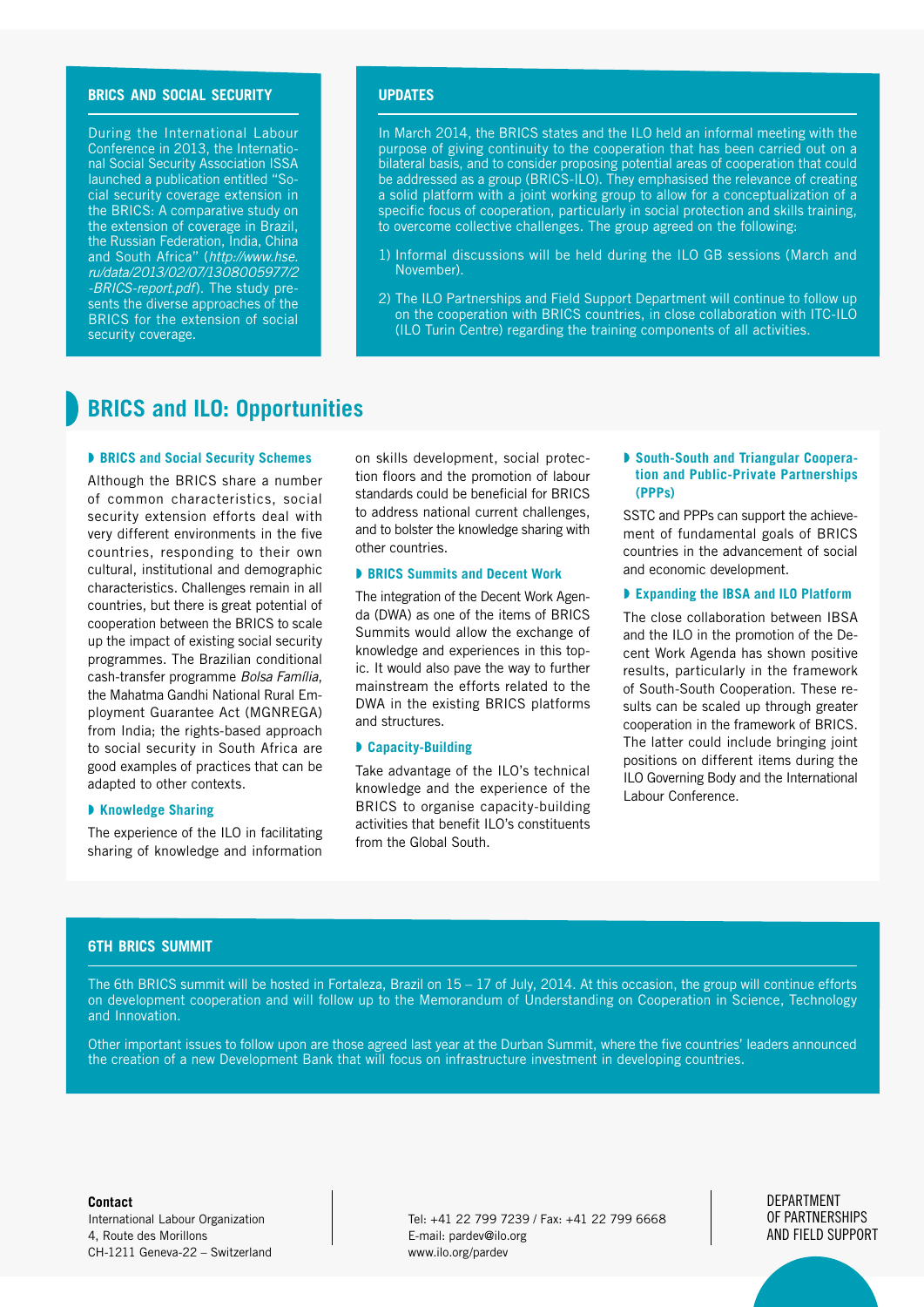## BRICS AND SOCIAL SECURITY

During the International Labour Conference in 2013, the International Social Security Association ISSA launched a publication entitled "Social security coverage extension in the BRICS: A comparative study on the extension of coverage in Brazil, the Russian Federation, India, China and South Africa" (*http://www.hse.ru/data/2013/02/07/1308005977/2-BRICS-report.pdf*). The study presents the diverse approaches of the BRICS for the extension of social security coverage.

## UPDATES

In March 2014, the BRICS states and the ILO held an informal meeting with the purpose of giving continuity to the cooperation that has been carried out on a bilateral basis, and to consider proposing potential areas of cooperation that could be addressed as a group (BRICS-ILO). They emphasised the relevance of creating a solid platform with a joint working group to allow for a conceptualization of a specific focus of cooperation, particularly in social protection and skills training, to overcome collective challenges. The group agreed on the following:

1) Informal discussions will be held during the ILO GB sessions (March and November).

2) The ILO Partnerships and Field Support Department will continue to follow up on the cooperation with BRICS countries, in close collaboration with ITC-ILO (ILO Turin Centre) regarding the training components of all activities.

# BRICS and ILO: Opportunities

### BRICS and Social Security Schemes

Although the BRICS share a number of common characteristics, social security extension efforts deal with very different environments in the five countries, responding to their own cultural, institutional and demographic characteristics. Challenges remain in all countries, but there is great potential of cooperation between the BRICS to scale up the impact of existing social security programmes. The Brazilian conditional cash-transfer programme *Bolsa Família*, the Mahatma Gandhi National Rural Employment Guarantee Act (MGNREGA) from India; the rights-based approach to social security in South Africa are good examples of practices that can be adapted to other contexts.

### Knowledge Sharing

The experience of the ILO in facilitating sharing of knowledge and information on skills development, social protection floors and the promotion of labour standards could be beneficial for BRICS to address national current challenges, and to bolster the knowledge sharing with other countries.

### BRICS Summits and Decent Work

The integration of the Decent Work Agenda (DWA) as one of the items of BRICS Summits would allow the exchange of knowledge and experiences in this topic. It would also pave the way to further mainstream the efforts related to the DWA in the existing BRICS platforms and structures.

### Capacity-Building

Take advantage of the ILO's technical knowledge and the experience of the BRICS to organise capacity-building activities that benefit ILO's constituents from the Global South.

### South-South and Triangular Cooperation and Public-Private Partnerships (PPPs)

SSTC and PPPs can support the achievement of fundamental goals of BRICS countries in the advancement of social and economic development.

### Expanding the IBSA and ILO Platform

The close collaboration between IBSA and the ILO in the promotion of the Decent Work Agenda has shown positive results, particularly in the framework of South-South Cooperation. These results can be scaled up through greater cooperation in the framework of BRICS. The latter could include bringing joint positions on different items during the ILO Governing Body and the International Labour Conference.

## 6TH BRICS SUMMIT

The 6th BRICS summit will be hosted in Fortaleza, Brazil on 15 – 17 of July, 2014. At this occasion, the group will continue efforts on development cooperation and will follow up to the Memorandum of Understanding on Cooperation in Science, Technology and Innovation.

Other important issues to follow upon are those agreed last year at the Durban Summit, where the five countries' leaders announced the creation of a new Development Bank that will focus on infrastructure investment in developing countries.

**Contact**
International Labour Organization
4, Route des Morillons
CH-1211 Geneva-22 – Switzerland

Tel: +41 22 799 7239 / Fax: +41 22 799 6668
E-mail: pardev@ilo.org
www.ilo.org/pardev

DEPARTMENT
OF PARTNERSHIPS
AND FIELD SUPPORT